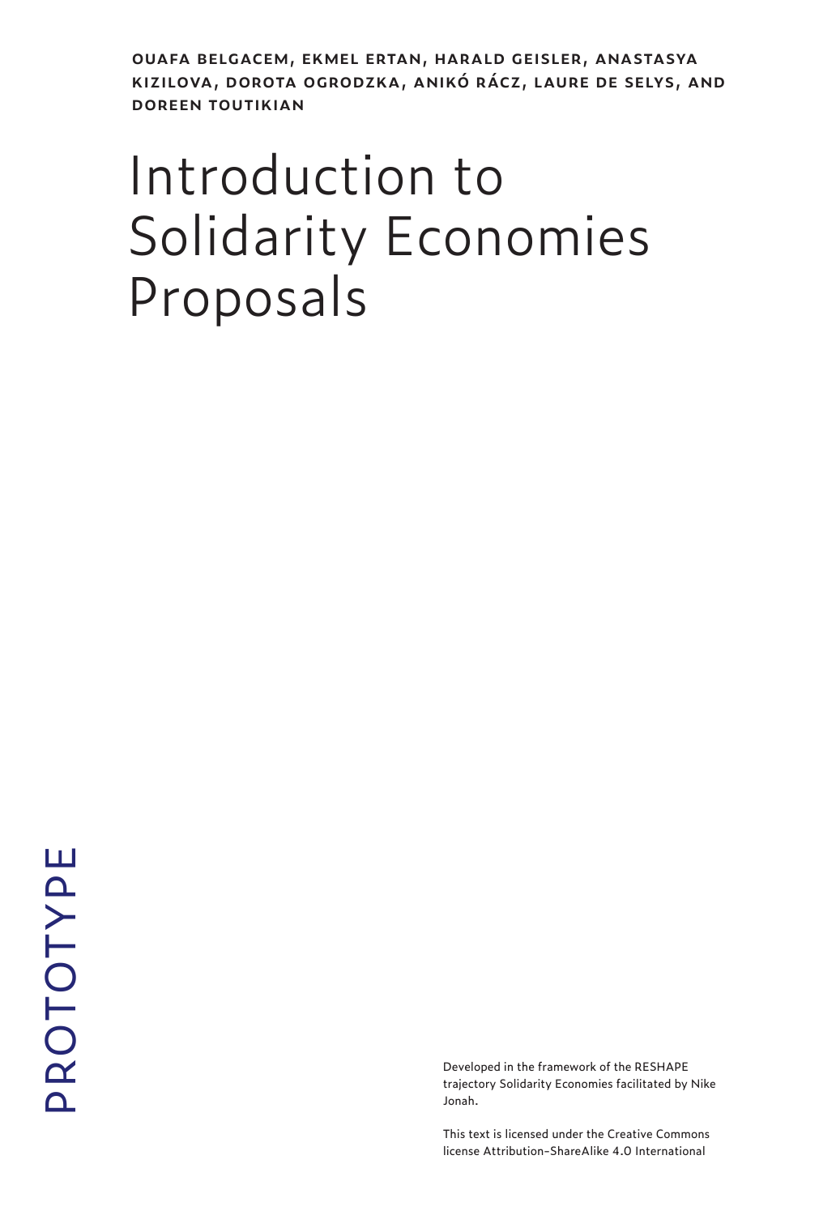**OUAFA BELGACEM, EKMEL ERTAN, HARALD GEISLER, ANASTASYA KIZILOVA, DOROTA OGRODZKA, ANIKÓ RÁCZ, LAURE DE SELYS, AND DOREEN TOUTIKIAN**

# Introduction to Solidarity Economies Proposals

PROTOTYPE

Developed in the framework of the RESHAPE trajectory Solidarity Economies facilitated by Nike Jonah.

This text is licensed under the Creative Commons license Attribution-ShareAlike 4.0 International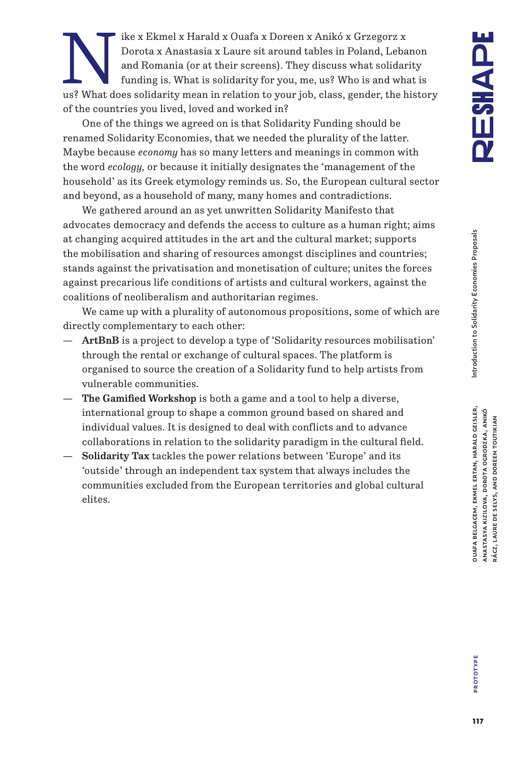Nike x Ekmel x Harald x Ouafa x Doreen x Anikó x Grzegorz x Dorota x Anastasia x Laure sit around tables in Poland, Lebanon and Romania (or at their screens). They discuss what solidarity funding is. What is solidarity for you, me, us? Who is and what is us? What does solidarity mean in relation to your job, class, gender, the history of the countries you lived, loved and worked in?

One of the things we agreed on is that Solidarity Funding should be renamed Solidarity Economies, that we needed the plurality of the latter. Maybe because *economy* has so many letters and meanings in common with the word *ecology,* or because it initially designates the 'management of the household' as its Greek etymology reminds us. So, the European cultural sector and beyond, as a household of many, many homes and contradictions.

We gathered around an as yet unwritten Solidarity Manifesto that advocates democracy and defends the access to culture as a human right; aims at changing acquired attitudes in the art and the cultural market; supports the mobilisation and sharing of resources amongst disciplines and countries; stands against the privatisation and monetisation of culture; unites the forces against precarious life conditions of artists and cultural workers, against the coalitions of neoliberalism and authoritarian regimes.

We came up with a plurality of autonomous propositions, some of which are directly complementary to each other:

— **ArtBnB** is a project to develop a type of 'Solidarity resources mobilisation' through the rental or exchange of cultural spaces. The platform is organised to source the creation of a Solidarity fund to help artists from vulnerable communities.

— **The Gamified Workshop** is both a game and a tool to help a diverse, international group to shape a common ground based on shared and individual values. It is designed to deal with conflicts and to advance collaborations in relation to the solidarity paradigm in the cultural field.

— **Solidarity Tax** tackles the power relations between 'Europe' and its 'outside' through an independent tax system that always includes the communities excluded from the European territories and global cultural elites.